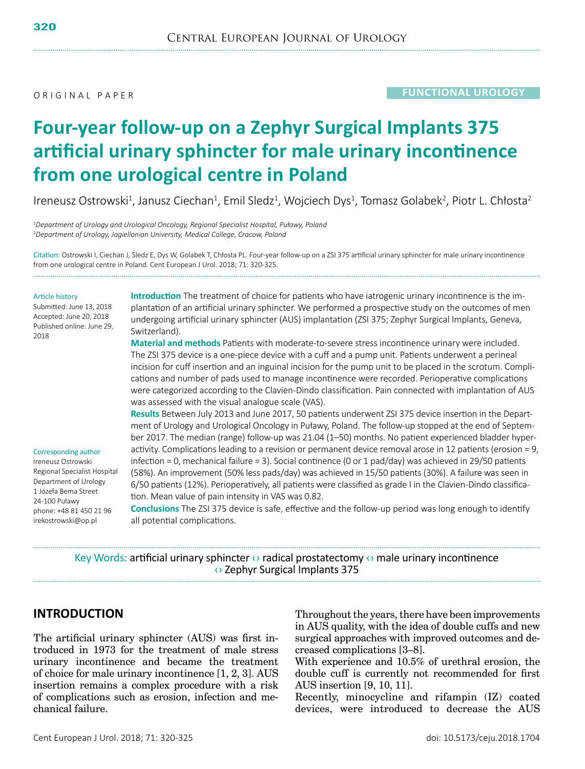ORIGINAL PAPER

FUNCTIONAL UROLOGY

# Four-year follow-up on a Zephyr Surgical Implants 375 artificial urinary sphincter for male urinary incontinence from one urological centre in Poland

Ireneusz Ostrowski[1], Janusz Ciechan[1], Emil Sledz[1], Wojciech Dys[1], Tomasz Golabek[2], Piotr L. Chłosta[2]

*[1]Department of Urology and Urological Oncology, Regional Specialist Hospital, Puławy, Poland*
*[2]Department of Urology, Jagiellonian University, Medical College, Cracow, Poland*

Citation: Ostrowski I, Ciechan J, Sledz E, Dys W, Golabek T, Chłosta PL. Four-year follow-up on a ZSI 375 artificial urinary sphincter for male urinary incontinence from one urological centre in Poland. Cent European J Urol. 2018; 71: 320-325.

Article history
Submitted: June 13, 2018
Accepted: June 20, 2018
Published online: June 29, 2018

Corresponding author
Ireneusz Ostrowski
Regional Specialist Hospital
Department of Urology
1 Józefa Bema Street
24-100 Puławy
phone: +48 81 450 21 96
irekostrowski@op.pl

**Introduction** The treatment of choice for patients who have iatrogenic urinary incontinence is the implantation of an artificial urinary sphincter. We performed a prospective study on the outcomes of men undergoing artificial urinary sphincter (AUS) implantation (ZSI 375; Zephyr Surgical Implants, Geneva, Switzerland).

**Material and methods** Patients with moderate-to-severe stress incontinence urinary were included. The ZSI 375 device is a one-piece device with a cuff and a pump unit. Patients underwent a perineal incision for cuff insertion and an inguinal incision for the pump unit to be placed in the scrotum. Complications and number of pads used to manage incontinence were recorded. Perioperative complications were categorized according to the Clavien-Dindo classification. Pain connected with implantation of AUS was assessed with the visual analogue scale (VAS).

**Results** Between July 2013 and June 2017, 50 patients underwent ZSI 375 device insertion in the Department of Urology and Urological Oncology in Puławy, Poland. The follow-up stopped at the end of September 2017. The median (range) follow-up was 21.04 (1–50) months. No patient experienced bladder hyperactivity. Complications leading to a revision or permanent device removal arose in 12 patients (erosion = 9, infection = 0, mechanical failure = 3). Social continence (0 or 1 pad/day) was achieved in 29/50 patients (58%). An improvement (50% less pads/day) was achieved in 15/50 patients (30%). A failure was seen in 6/50 patients (12%). Perioperatively, all patients were classified as grade I in the Clavien-Dindo classification. Mean value of pain intensity in VAS was 0.82.

**Conclusions** The ZSI 375 device is safe, effective and the follow-up period was long enough to identify all potential complications.

Key Words: artificial urinary sphincter ‹› radical prostatectomy ‹› male urinary incontinence ‹› Zephyr Surgical Implants 375

## INTRODUCTION

The artificial urinary sphincter (AUS) was first introduced in 1973 for the treatment of male stress urinary incontinence and became the treatment of choice for male urinary incontinence [1, 2, 3]. AUS insertion remains a complex procedure with a risk of complications such as erosion, infection and mechanical failure.

Throughout the years, there have been improvements in AUS quality, with the idea of double cuffs and new surgical approaches with improved outcomes and decreased complications [3–8].

With experience and 10.5% of urethral erosion, the double cuff is currently not recommended for first AUS insertion [9, 10, 11].

Recently, minocycline and rifampin (IZ) coated devices, were introduced to decrease the AUS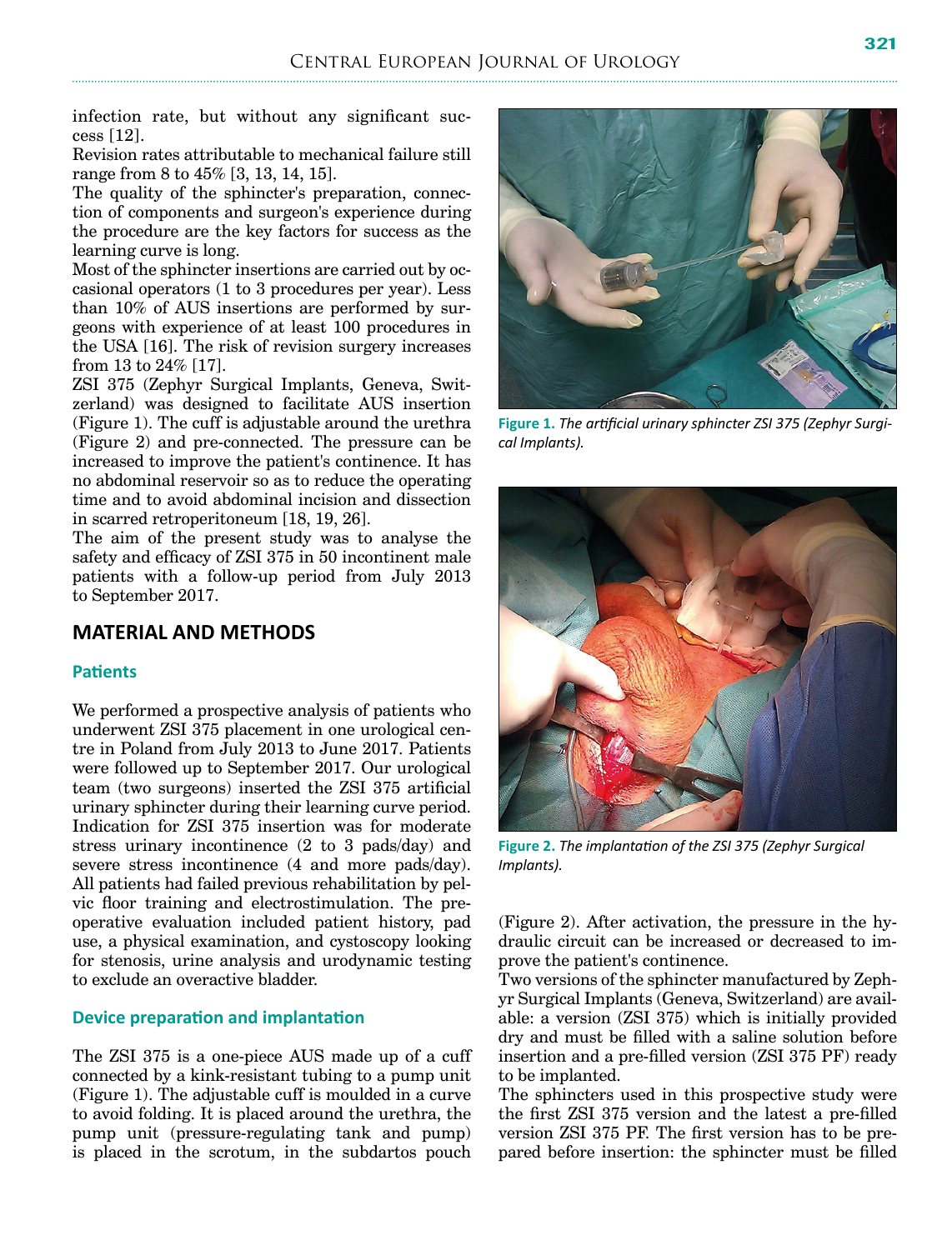infection rate, but without any significant success [12].

Revision rates attributable to mechanical failure still range from 8 to 45% [3, 13, 14, 15].

The quality of the sphincter's preparation, connection of components and surgeon's experience during the procedure are the key factors for success as the learning curve is long.

Most of the sphincter insertions are carried out by occasional operators (1 to 3 procedures per year). Less than 10% of AUS insertions are performed by surgeons with experience of at least 100 procedures in the USA [16]. The risk of revision surgery increases from 13 to 24% [17].

ZSI 375 (Zephyr Surgical Implants, Geneva, Switzerland) was designed to facilitate AUS insertion (Figure 1). The cuff is adjustable around the urethra (Figure 2) and pre-connected. The pressure can be increased to improve the patient's continence. It has no abdominal reservoir so as to reduce the operating time and to avoid abdominal incision and dissection in scarred retroperitoneum [18, 19, 26].

The aim of the present study was to analyse the safety and efficacy of ZSI 375 in 50 incontinent male patients with a follow-up period from July 2013 to September 2017.

**Figure 1.** *The artificial urinary sphincter ZSI 375 (Zephyr Surgical Implants).*

**Figure 2.** *The implantation of the ZSI 375 (Zephyr Surgical Implants).*

## MATERIAL AND METHODS

### Patients

We performed a prospective analysis of patients who underwent ZSI 375 placement in one urological centre in Poland from July 2013 to June 2017. Patients were followed up to September 2017. Our urological team (two surgeons) inserted the ZSI 375 artificial urinary sphincter during their learning curve period. Indication for ZSI 375 insertion was for moderate stress urinary incontinence (2 to 3 pads/day) and severe stress incontinence (4 and more pads/day). All patients had failed previous rehabilitation by pelvic floor training and electrostimulation. The preoperative evaluation included patient history, pad use, a physical examination, and cystoscopy looking for stenosis, urine analysis and urodynamic testing to exclude an overactive bladder.

### Device preparation and implantation

The ZSI 375 is a one-piece AUS made up of a cuff connected by a kink-resistant tubing to a pump unit (Figure 1). The adjustable cuff is moulded in a curve to avoid folding. It is placed around the urethra, the pump unit (pressure-regulating tank and pump) is placed in the scrotum, in the subdartos pouch (Figure 2). After activation, the pressure in the hydraulic circuit can be increased or decreased to improve the patient's continence.

Two versions of the sphincter manufactured by Zephyr Surgical Implants (Geneva, Switzerland) are available: a version (ZSI 375) which is initially provided dry and must be filled with a saline solution before insertion and a pre-filled version (ZSI 375 PF) ready to be implanted.

The sphincters used in this prospective study were the first ZSI 375 version and the latest a pre-filled version ZSI 375 PF. The first version has to be prepared before insertion: the sphincter must be filled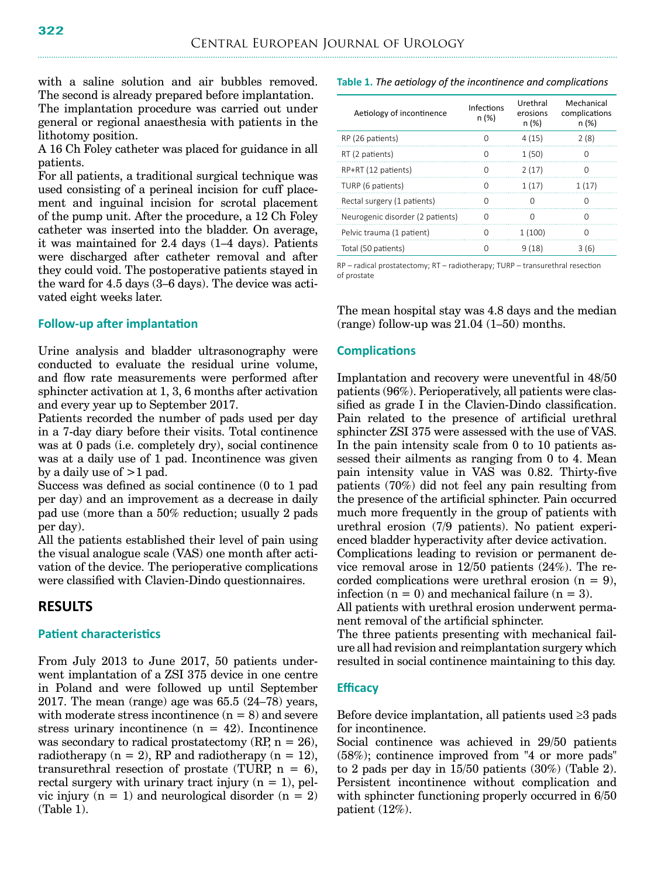with a saline solution and air bubbles removed. The second is already prepared before implantation.

The implantation procedure was carried out under general or regional anaesthesia with patients in the lithotomy position.

A 16 Ch Foley catheter was placed for guidance in all patients.

For all patients, a traditional surgical technique was used consisting of a perineal incision for cuff placement and inguinal incision for scrotal placement of the pump unit. After the procedure, a 12 Ch Foley catheter was inserted into the bladder. On average, it was maintained for 2.4 days (1–4 days). Patients were discharged after catheter removal and after they could void. The postoperative patients stayed in the ward for 4.5 days (3–6 days). The device was activated eight weeks later.

### Follow-up after implantation

Urine analysis and bladder ultrasonography were conducted to evaluate the residual urine volume, and flow rate measurements were performed after sphincter activation at 1, 3, 6 months after activation and every year up to September 2017.

Patients recorded the number of pads used per day in a 7-day diary before their visits. Total continence was at 0 pads (i.e. completely dry), social continence was at a daily use of 1 pad. Incontinence was given by a daily use of >1 pad.

Success was defined as social continence (0 to 1 pad per day) and an improvement as a decrease in daily pad use (more than a 50% reduction; usually 2 pads per day).

All the patients established their level of pain using the visual analogue scale (VAS) one month after activation of the device. The perioperative complications were classified with Clavien-Dindo questionnaires.

## RESULTS

### Patient characteristics

From July 2013 to June 2017, 50 patients underwent implantation of a ZSI 375 device in one centre in Poland and were followed up until September 2017. The mean (range) age was 65.5 (24–78) years, with moderate stress incontinence (n = 8) and severe stress urinary incontinence (n = 42). Incontinence was secondary to radical prostatectomy (RP, n = 26), radiotherapy (n = 2), RP and radiotherapy (n = 12), transurethral resection of prostate (TURP, n = 6), rectal surgery with urinary tract injury (n = 1), pelvic injury (n = 1) and neurological disorder (n = 2) (Table 1).

**Table 1.** *The aetiology of the incontinence and complications*

| Aetiology of incontinence | Infections n (%) | Urethral erosions n (%) | Mechanical complications n (%) |
|---|---|---|---|
| RP (26 patients) | 0 | 4 (15) | 2 (8) |
| RT (2 patients) | 0 | 1 (50) | 0 |
| RP+RT (12 patients) | 0 | 2 (17) | 0 |
| TURP (6 patients) | 0 | 1 (17) | 1 (17) |
| Rectal surgery (1 patients) | 0 | 0 | 0 |
| Neurogenic disorder (2 patients) | 0 | 0 | 0 |
| Pelvic trauma (1 patient) | 0 | 1 (100) | 0 |
| Total (50 patients) | 0 | 9 (18) | 3 (6) |

RP – radical prostatectomy; RT – radiotherapy; TURP – transurethral resection of prostate

The mean hospital stay was 4.8 days and the median (range) follow-up was 21.04 (1–50) months.

### Complications

Implantation and recovery were uneventful in 48/50 patients (96%). Perioperatively, all patients were classified as grade I in the Clavien-Dindo classification. Pain related to the presence of artificial urethral sphincter ZSI 375 were assessed with the use of VAS. In the pain intensity scale from 0 to 10 patients assessed their ailments as ranging from 0 to 4. Mean pain intensity value in VAS was 0.82. Thirty-five patients (70%) did not feel any pain resulting from the presence of the artificial sphincter. Pain occurred much more frequently in the group of patients with urethral erosion (7/9 patients). No patient experienced bladder hyperactivity after device activation.

Complications leading to revision or permanent device removal arose in 12/50 patients (24%). The recorded complications were urethral erosion (n = 9), infection (n = 0) and mechanical failure (n = 3).

All patients with urethral erosion underwent permanent removal of the artificial sphincter.

The three patients presenting with mechanical failure all had revision and reimplantation surgery which resulted in social continence maintaining to this day.

### Efficacy

Before device implantation, all patients used ≥3 pads for incontinence.

Social continence was achieved in 29/50 patients (58%); continence improved from "4 or more pads" to 2 pads per day in 15/50 patients (30%) (Table 2). Persistent incontinence without complication and with sphincter functioning properly occurred in 6/50 patient (12%).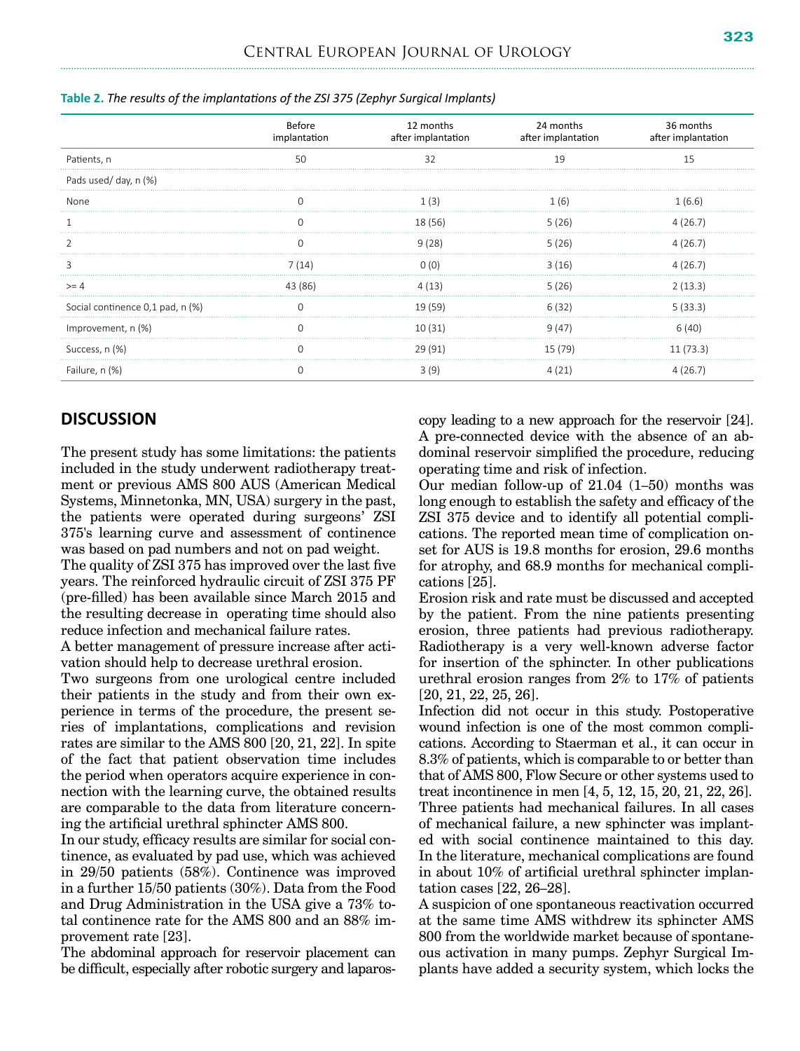**Table 2.** *The results of the implantations of the ZSI 375 (Zephyr Surgical Implants)*

| | Before implantation | 12 months after implantation | 24 months after implantation | 36 months after implantation |
|---|---|---|---|---|
| Patients, n | 50 | 32 | 19 | 15 |
| Pads used/ day, n (%) | | | | |
| None | 0 | 1 (3) | 1 (6) | 1 (6.6) |
| 1 | 0 | 18 (56) | 5 (26) | 4 (26.7) |
| 2 | 0 | 9 (28) | 5 (26) | 4 (26.7) |
| 3 | 7 (14) | 0 (0) | 3 (16) | 4 (26.7) |
| >= 4 | 43 (86) | 4 (13) | 5 (26) | 2 (13.3) |
| Social continence 0,1 pad, n (%) | 0 | 19 (59) | 6 (32) | 5 (33.3) |
| Improvement, n (%) | 0 | 10 (31) | 9 (47) | 6 (40) |
| Success, n (%) | 0 | 29 (91) | 15 (79) | 11 (73.3) |
| Failure, n (%) | 0 | 3 (9) | 4 (21) | 4 (26.7) |

## DISCUSSION

The present study has some limitations: the patients included in the study underwent radiotherapy treatment or previous AMS 800 AUS (American Medical Systems, Minnetonka, MN, USA) surgery in the past, the patients were operated during surgeons' ZSI 375's learning curve and assessment of continence was based on pad numbers and not on pad weight.

The quality of ZSI 375 has improved over the last five years. The reinforced hydraulic circuit of ZSI 375 PF (pre-filled) has been available since March 2015 and the resulting decrease in operating time should also reduce infection and mechanical failure rates.

A better management of pressure increase after activation should help to decrease urethral erosion.

Two surgeons from one urological centre included their patients in the study and from their own experience in terms of the procedure, the present series of implantations, complications and revision rates are similar to the AMS 800 [20, 21, 22]. In spite of the fact that patient observation time includes the period when operators acquire experience in connection with the learning curve, the obtained results are comparable to the data from literature concerning the artificial urethral sphincter AMS 800.

In our study, efficacy results are similar for social continence, as evaluated by pad use, which was achieved in 29/50 patients (58%). Continence was improved in a further 15/50 patients (30%). Data from the Food and Drug Administration in the USA give a 73% total continence rate for the AMS 800 and an 88% improvement rate [23].

The abdominal approach for reservoir placement can be difficult, especially after robotic surgery and laparoscopy leading to a new approach for the reservoir [24]. A pre-connected device with the absence of an abdominal reservoir simplified the procedure, reducing operating time and risk of infection.

Our median follow-up of 21.04 (1–50) months was long enough to establish the safety and efficacy of the ZSI 375 device and to identify all potential complications. The reported mean time of complication onset for AUS is 19.8 months for erosion, 29.6 months for atrophy, and 68.9 months for mechanical complications [25].

Erosion risk and rate must be discussed and accepted by the patient. From the nine patients presenting erosion, three patients had previous radiotherapy. Radiotherapy is a very well-known adverse factor for insertion of the sphincter. In other publications urethral erosion ranges from 2% to 17% of patients [20, 21, 22, 25, 26].

Infection did not occur in this study. Postoperative wound infection is one of the most common complications. According to Staerman et al., it can occur in 8.3% of patients, which is comparable to or better than that of AMS 800, Flow Secure or other systems used to treat incontinence in men [4, 5, 12, 15, 20, 21, 22, 26].

Three patients had mechanical failures. In all cases of mechanical failure, a new sphincter was implanted with social continence maintained to this day. In the literature, mechanical complications are found in about 10% of artificial urethral sphincter implantation cases [22, 26–28].

A suspicion of one spontaneous reactivation occurred at the same time AMS withdrew its sphincter AMS 800 from the worldwide market because of spontaneous activation in many pumps. Zephyr Surgical Implants have added a security system, which locks the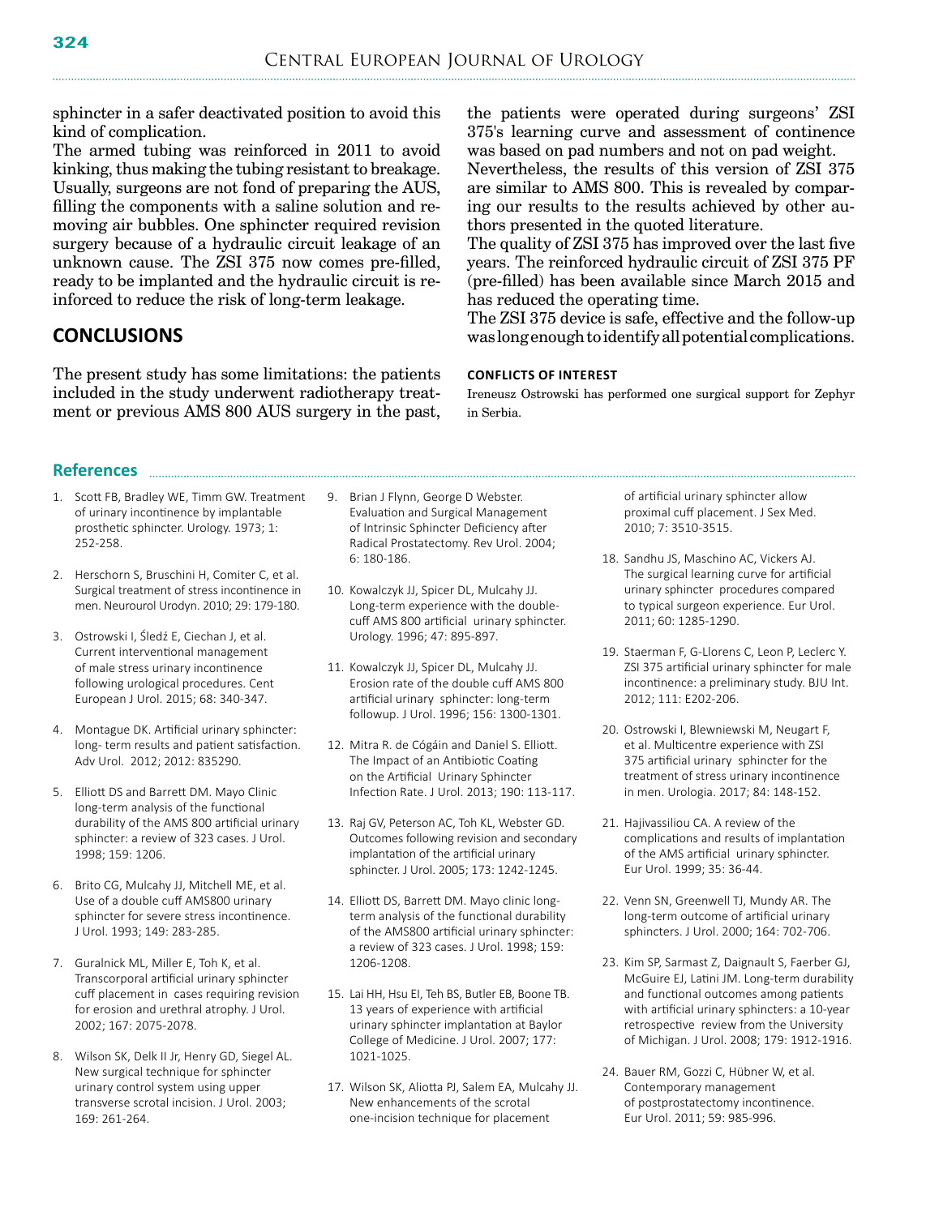sphincter in a safer deactivated position to avoid this kind of complication.

The armed tubing was reinforced in 2011 to avoid kinking, thus making the tubing resistant to breakage. Usually, surgeons are not fond of preparing the AUS, filling the components with a saline solution and removing air bubbles. One sphincter required revision surgery because of a hydraulic circuit leakage of an unknown cause. The ZSI 375 now comes pre-filled, ready to be implanted and the hydraulic circuit is reinforced to reduce the risk of long-term leakage.

## CONCLUSIONS

The present study has some limitations: the patients included in the study underwent radiotherapy treatment or previous AMS 800 AUS surgery in the past, the patients were operated during surgeons' ZSI 375's learning curve and assessment of continence was based on pad numbers and not on pad weight.

Nevertheless, the results of this version of ZSI 375 are similar to AMS 800. This is revealed by comparing our results to the results achieved by other authors presented in the quoted literature.

The quality of ZSI 375 has improved over the last five years. The reinforced hydraulic circuit of ZSI 375 PF (pre-filled) has been available since March 2015 and has reduced the operating time.

The ZSI 375 device is safe, effective and the follow-up was long enough to identify all potential complications.

### CONFLICTS OF INTEREST

Ireneusz Ostrowski has performed one surgical support for Zephyr in Serbia.

## References

1. Scott FB, Bradley WE, Timm GW. Treatment of urinary incontinence by implantable prosthetic sphincter. Urology. 1973; 1: 252-258.
2. Herschorn S, Bruschini H, Comiter C, et al. Surgical treatment of stress incontinence in men. Neurourol Urodyn. 2010; 29: 179-180.
3. Ostrowski I, Śledź E, Ciechan J, et al. Current interventional management of male stress urinary incontinence following urological procedures. Cent European J Urol. 2015; 68: 340-347.
4. Montague DK. Artificial urinary sphincter: long- term results and patient satisfaction. Adv Urol. 2012; 2012: 835290.
5. Elliott DS and Barrett DM. Mayo Clinic long-term analysis of the functional durability of the AMS 800 artificial urinary sphincter: a review of 323 cases. J Urol. 1998; 159: 1206.
6. Brito CG, Mulcahy JJ, Mitchell ME, et al. Use of a double cuff AMS800 urinary sphincter for severe stress incontinence. J Urol. 1993; 149: 283-285.
7. Guralnick ML, Miller E, Toh K, et al. Transcorporal artificial urinary sphincter cuff placement in cases requiring revision for erosion and urethral atrophy. J Urol. 2002; 167: 2075-2078.
8. Wilson SK, Delk II Jr, Henry GD, Siegel AL. New surgical technique for sphincter urinary control system using upper transverse scrotal incision. J Urol. 2003; 169: 261-264.
9. Brian J Flynn, George D Webster. Evaluation and Surgical Management of Intrinsic Sphincter Deficiency after Radical Prostatectomy. Rev Urol. 2004; 6: 180-186.
10. Kowalczyk JJ, Spicer DL, Mulcahy JJ. Long-term experience with the double-cuff AMS 800 artificial urinary sphincter. Urology. 1996; 47: 895-897.
11. Kowalczyk JJ, Spicer DL, Mulcahy JJ. Erosion rate of the double cuff AMS 800 artificial urinary sphincter: long-term followup. J Urol. 1996; 156: 1300-1301.
12. Mitra R. de Cógáin and Daniel S. Elliott. The Impact of an Antibiotic Coating on the Artificial Urinary Sphincter Infection Rate. J Urol. 2013; 190: 113-117.
13. Raj GV, Peterson AC, Toh KL, Webster GD. Outcomes following revision and secondary implantation of the artificial urinary sphincter. J Urol. 2005; 173: 1242-1245.
14. Elliott DS, Barrett DM. Mayo clinic long-term analysis of the functional durability of the AMS800 artificial urinary sphincter: a review of 323 cases. J Urol. 1998; 159: 1206-1208.
15. Lai HH, Hsu EI, Teh BS, Butler EB, Boone TB. 13 years of experience with artificial urinary sphincter implantation at Baylor College of Medicine. J Urol. 2007; 177: 1021-1025.
17. Wilson SK, Aliotta PJ, Salem EA, Mulcahy JJ. New enhancements of the scrotal one-incision technique for placement of artificial urinary sphincter allow proximal cuff placement. J Sex Med. 2010; 7: 3510-3515.
18. Sandhu JS, Maschino AC, Vickers AJ. The surgical learning curve for artificial urinary sphincter procedures compared to typical surgeon experience. Eur Urol. 2011; 60: 1285-1290.
19. Staerman F, G-Llorens C, Leon P, Leclerc Y. ZSI 375 artificial urinary sphincter for male incontinence: a preliminary study. BJU Int. 2012; 111: E202-206.
20. Ostrowski I, Blewniewski M, Neugart F, et al. Multicentre experience with ZSI 375 artificial urinary sphincter for the treatment of stress urinary incontinence in men. Urologia. 2017; 84: 148-152.
21. Hajivassiliou CA. A review of the complications and results of implantation of the AMS artificial urinary sphincter. Eur Urol. 1999; 35: 36-44.
22. Venn SN, Greenwell TJ, Mundy AR. The long-term outcome of artificial urinary sphincters. J Urol. 2000; 164: 702-706.
23. Kim SP, Sarmast Z, Daignault S, Faerber GJ, McGuire EJ, Latini JM. Long-term durability and functional outcomes among patients with artificial urinary sphincters: a 10-year retrospective review from the University of Michigan. J Urol. 2008; 179: 1912-1916.
24. Bauer RM, Gozzi C, Hübner W, et al. Contemporary management of postprostatectomy incontinence. Eur Urol. 2011; 59: 985-996.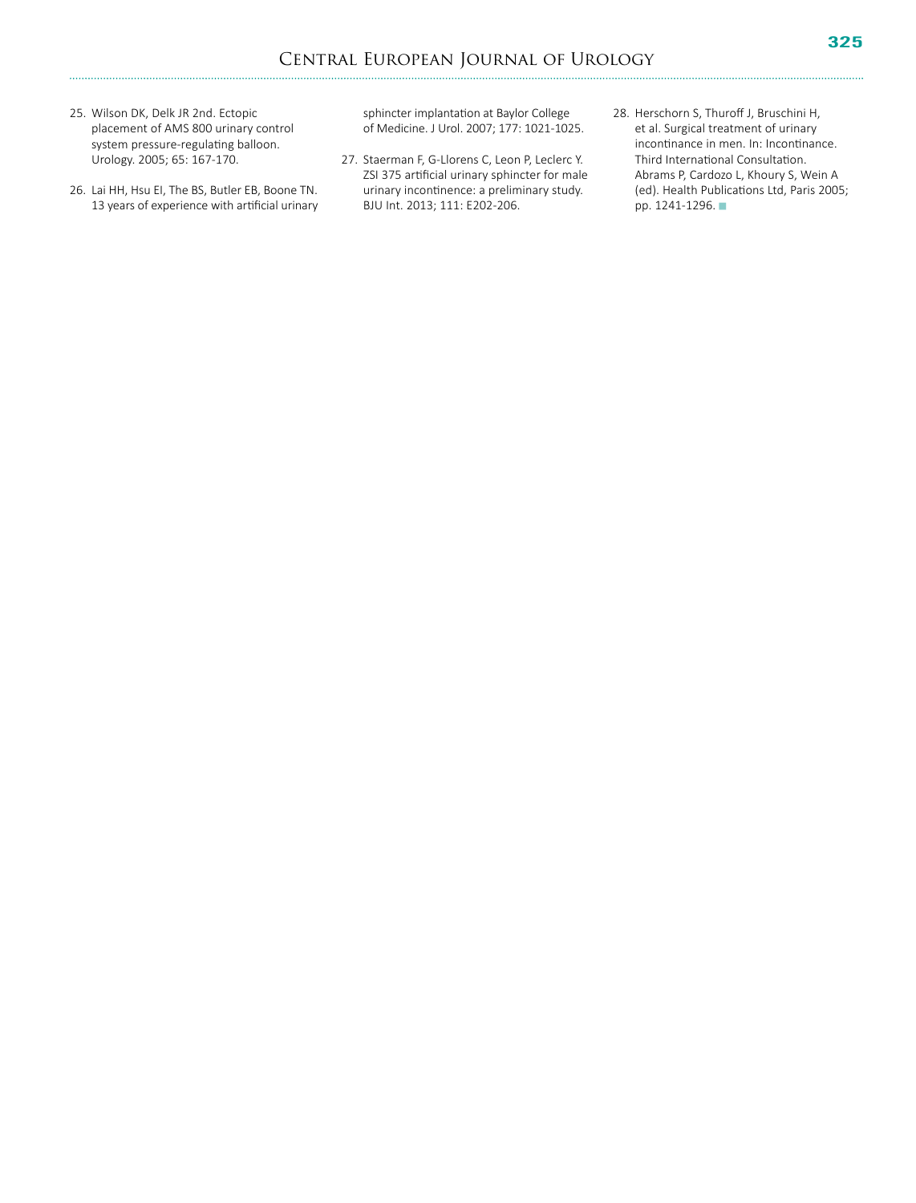25. Wilson DK, Delk JR 2nd. Ectopic placement of AMS 800 urinary control system pressure-regulating balloon. Urology. 2005; 65: 167-170.
26. Lai HH, Hsu EI, The BS, Butler EB, Boone TN. 13 years of experience with artificial urinary sphincter implantation at Baylor College of Medicine. J Urol. 2007; 177: 1021-1025.
27. Staerman F, G-Llorens C, Leon P, Leclerc Y. ZSI 375 artificial urinary sphincter for male urinary incontinence: a preliminary study. BJU Int. 2013; 111: E202-206.
28. Herschorn S, Thuroff J, Bruschini H, et al. Surgical treatment of urinary incontinence in men. In: Incontinence. Third International Consultation. Abrams P, Cardozo L, Khoury S, Wein A (ed). Health Publications Ltd, Paris 2005; pp. 1241-1296. ■